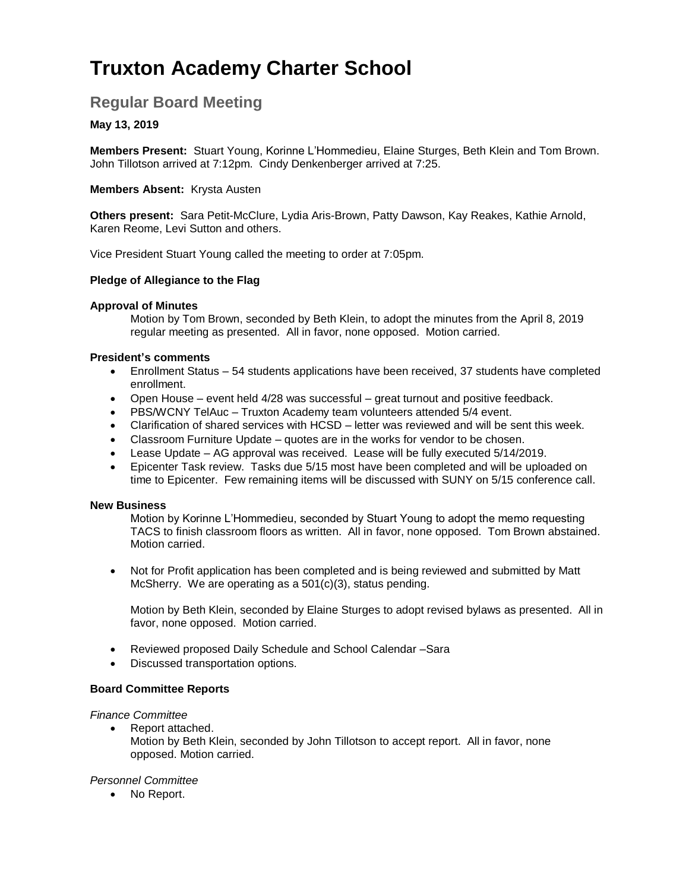# Truxton Academy Charter School

## Regular Board Meeting

**May 13, 2019**

**Members Present:** Stuart Young, Korinne L'Hommedieu, Elaine Sturges, Beth Klein and Tom Brown. John Tillotson arrived at 7:12pm. Cindy Denkenberger arrived at 7:25.

**Members Absent:** Krysta Austen

**Others present:** Sara Petit-McClure, Lydia Aris-Brown, Patty Dawson, Kay Reakes, Kathie Arnold, Karen Reome, Levi Sutton and others.

Vice President Stuart Young called the meeting to order at 7:05pm.

**Pledge of Allegiance to the Flag**

**Approval of Minutes**

Motion by Tom Brown, seconded by Beth Klein, to adopt the minutes from the April 8, 2019 regular meeting as presented. All in favor, none opposed. Motion carried.

**President's comments**

- Enrollment Status – 54 students applications have been received, 37 students have completed enrollment.
- Open House – event held 4/28 was successful – great turnout and positive feedback.
- PBS/WCNY TelAuc – Truxton Academy team volunteers attended 5/4 event.
- Clarification of shared services with HCSD – letter was reviewed and will be sent this week.
- Classroom Furniture Update – quotes are in the works for vendor to be chosen.
- Lease Update – AG approval was received. Lease will be fully executed 5/14/2019.
- Epicenter Task review. Tasks due 5/15 most have been completed and will be uploaded on time to Epicenter. Few remaining items will be discussed with SUNY on 5/15 conference call.

**New Business**

Motion by Korinne L'Hommedieu, seconded by Stuart Young to adopt the memo requesting TACS to finish classroom floors as written. All in favor, none opposed. Tom Brown abstained. Motion carried.

- Not for Profit application has been completed and is being reviewed and submitted by Matt McSherry. We are operating as a 501(c)(3), status pending.

  Motion by Beth Klein, seconded by Elaine Sturges to adopt revised bylaws as presented. All in favor, none opposed. Motion carried.

- Reviewed proposed Daily Schedule and School Calendar –Sara
- Discussed transportation options.

**Board Committee Reports**

*Finance Committee*

- Report attached.
  Motion by Beth Klein, seconded by John Tillotson to accept report. All in favor, none opposed. Motion carried.

*Personnel Committee*

- No Report.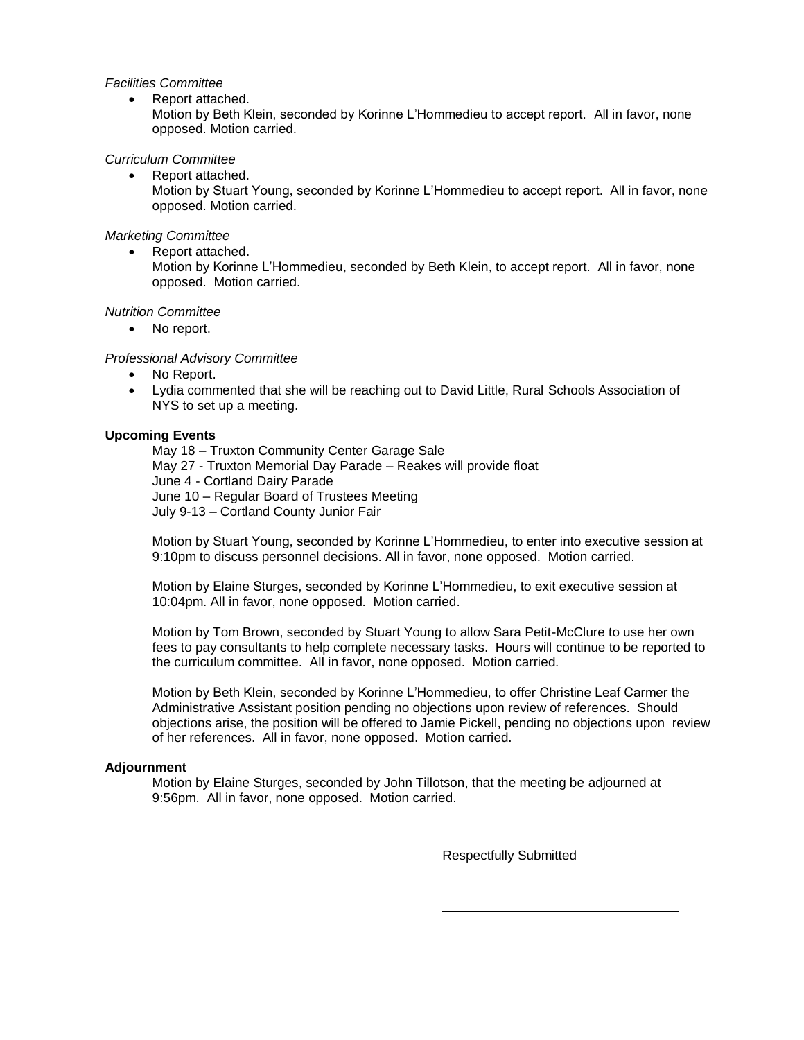*Facilities Committee*

- Report attached.
  Motion by Beth Klein, seconded by Korinne L'Hommedieu to accept report. All in favor, none opposed. Motion carried.

*Curriculum Committee*

- Report attached.
  Motion by Stuart Young, seconded by Korinne L'Hommedieu to accept report. All in favor, none opposed. Motion carried.

*Marketing Committee*

- Report attached.
  Motion by Korinne L'Hommedieu, seconded by Beth Klein, to accept report. All in favor, none opposed. Motion carried.

*Nutrition Committee*

- No report.

*Professional Advisory Committee*

- No Report.
- Lydia commented that she will be reaching out to David Little, Rural Schools Association of NYS to set up a meeting.

**Upcoming Events**

May 18 – Truxton Community Center Garage Sale
May 27 - Truxton Memorial Day Parade – Reakes will provide float
June 4 - Cortland Dairy Parade
June 10 – Regular Board of Trustees Meeting
July 9-13 – Cortland County Junior Fair

Motion by Stuart Young, seconded by Korinne L'Hommedieu, to enter into executive session at 9:10pm to discuss personnel decisions. All in favor, none opposed. Motion carried.

Motion by Elaine Sturges, seconded by Korinne L'Hommedieu, to exit executive session at 10:04pm. All in favor, none opposed. Motion carried.

Motion by Tom Brown, seconded by Stuart Young to allow Sara Petit-McClure to use her own fees to pay consultants to help complete necessary tasks. Hours will continue to be reported to the curriculum committee. All in favor, none opposed. Motion carried.

Motion by Beth Klein, seconded by Korinne L'Hommedieu, to offer Christine Leaf Carmer the Administrative Assistant position pending no objections upon review of references. Should objections arise, the position will be offered to Jamie Pickell, pending no objections upon review of her references. All in favor, none opposed. Motion carried.

**Adjournment**

Motion by Elaine Sturges, seconded by John Tillotson, that the meeting be adjourned at 9:56pm. All in favor, none opposed. Motion carried.

Respectfully Submitted

\_\_\_\_\_\_\_\_\_\_\_\_\_\_\_\_\_\_\_\_\_\_\_\_\_\_\_\_\_\_\_\_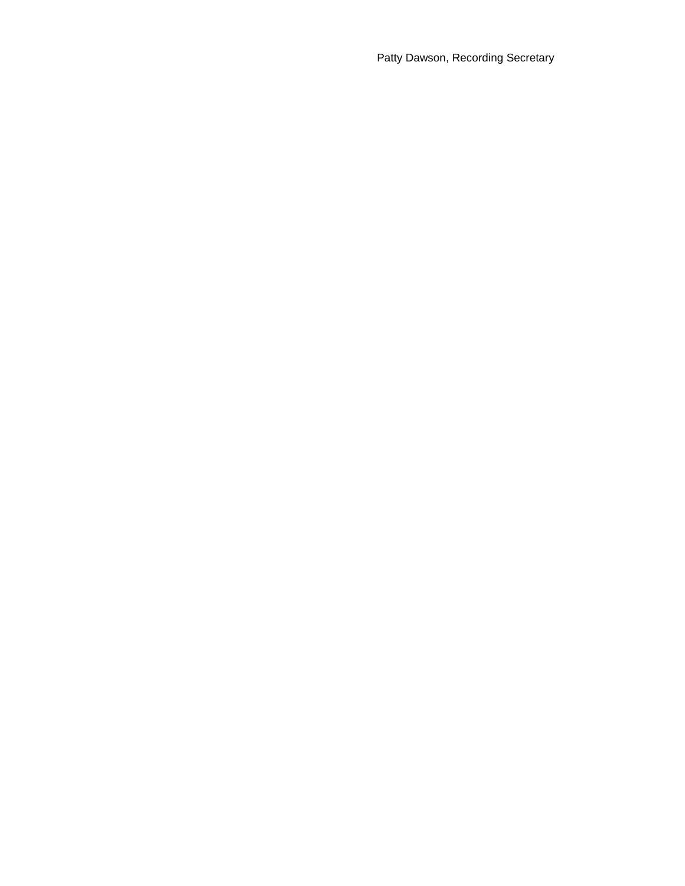Patty Dawson, Recording Secretary